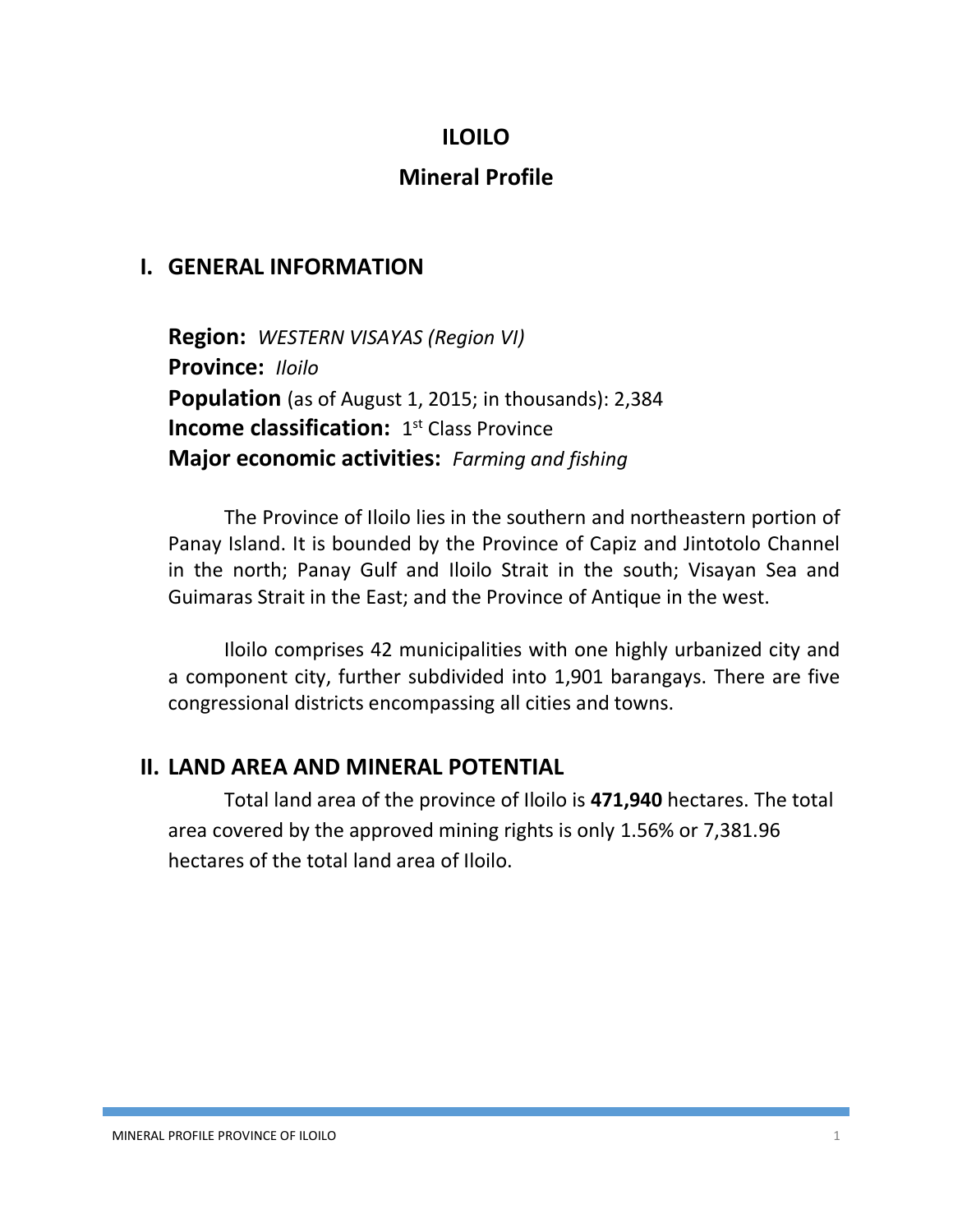# ILOILO

## Mineral Profile

## I. GENERAL INFORMATION

**Region:** *WESTERN VISAYAS (Region VI)*
**Province:** *Iloilo*
**Population** (as of August 1, 2015; in thousands): 2,384
**Income classification:** 1st Class Province
**Major economic activities:** *Farming and fishing*

The Province of Iloilo lies in the southern and northeastern portion of Panay Island. It is bounded by the Province of Capiz and Jintotolo Channel in the north; Panay Gulf and Iloilo Strait in the south; Visayan Sea and Guimaras Strait in the East; and the Province of Antique in the west.

Iloilo comprises 42 municipalities with one highly urbanized city and a component city, further subdivided into 1,901 barangays. There are five congressional districts encompassing all cities and towns.

## II. LAND AREA AND MINERAL POTENTIAL

Total land area of the province of Iloilo is **471,940** hectares. The total area covered by the approved mining rights is only 1.56% or 7,381.96 hectares of the total land area of Iloilo.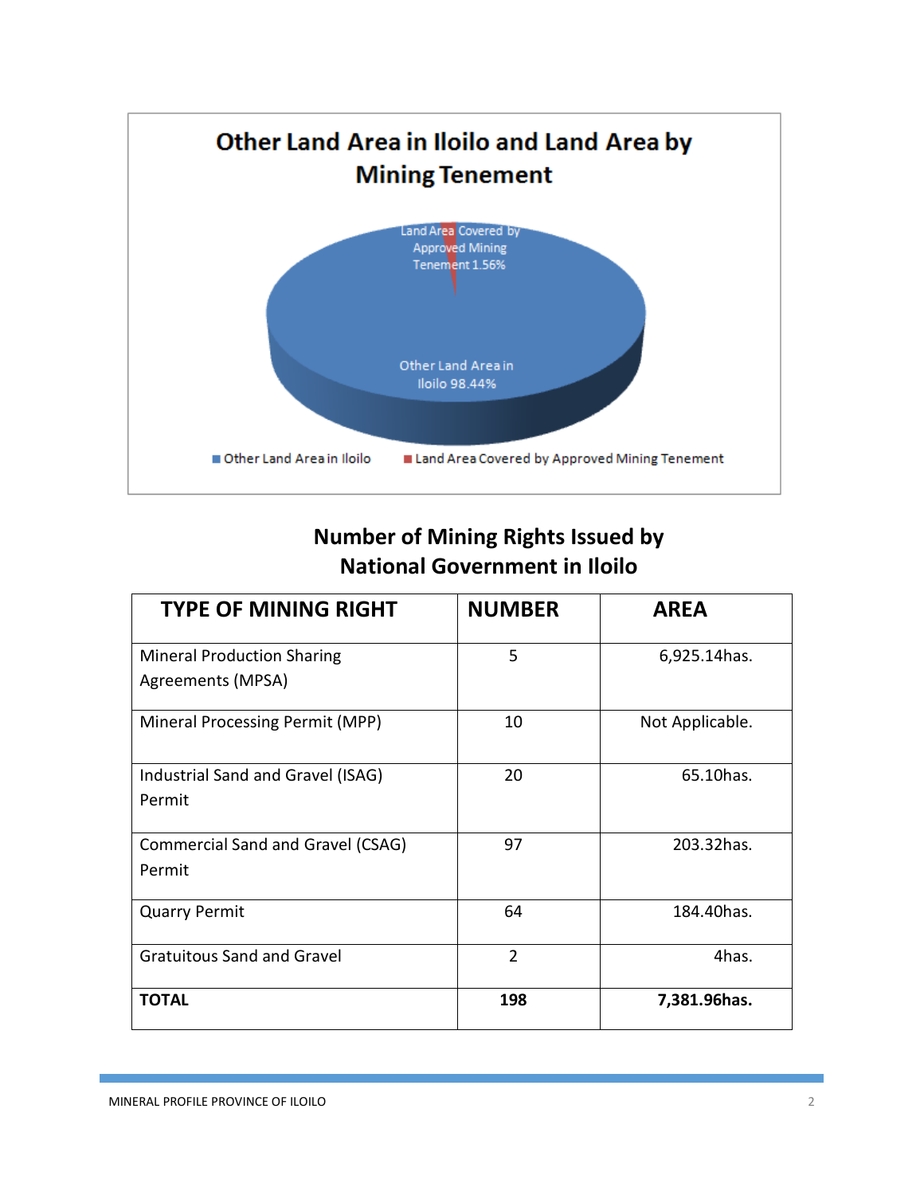## Other Land Area in Iloilo and Land Area by Mining Tenement

Land Area Covered by Approved Mining Tenement 1.56%

Other Land Area in Iloilo 98.44%

■ Other Land Area in Iloilo ■ Land Area Covered by Approved Mining Tenement

## Number of Mining Rights Issued by National Government in Iloilo

| TYPE OF MINING RIGHT | NUMBER | AREA |
|---|---|---|
| Mineral Production Sharing Agreements (MPSA) | 5 | 6,925.14has. |
| Mineral Processing Permit (MPP) | 10 | Not Applicable. |
| Industrial Sand and Gravel (ISAG) Permit | 20 | 65.10has. |
| Commercial Sand and Gravel (CSAG) Permit | 97 | 203.32has. |
| Quarry Permit | 64 | 184.40has. |
| Gratuitous Sand and Gravel | 2 | 4has. |
| **TOTAL** | **198** | **7,381.96has.** |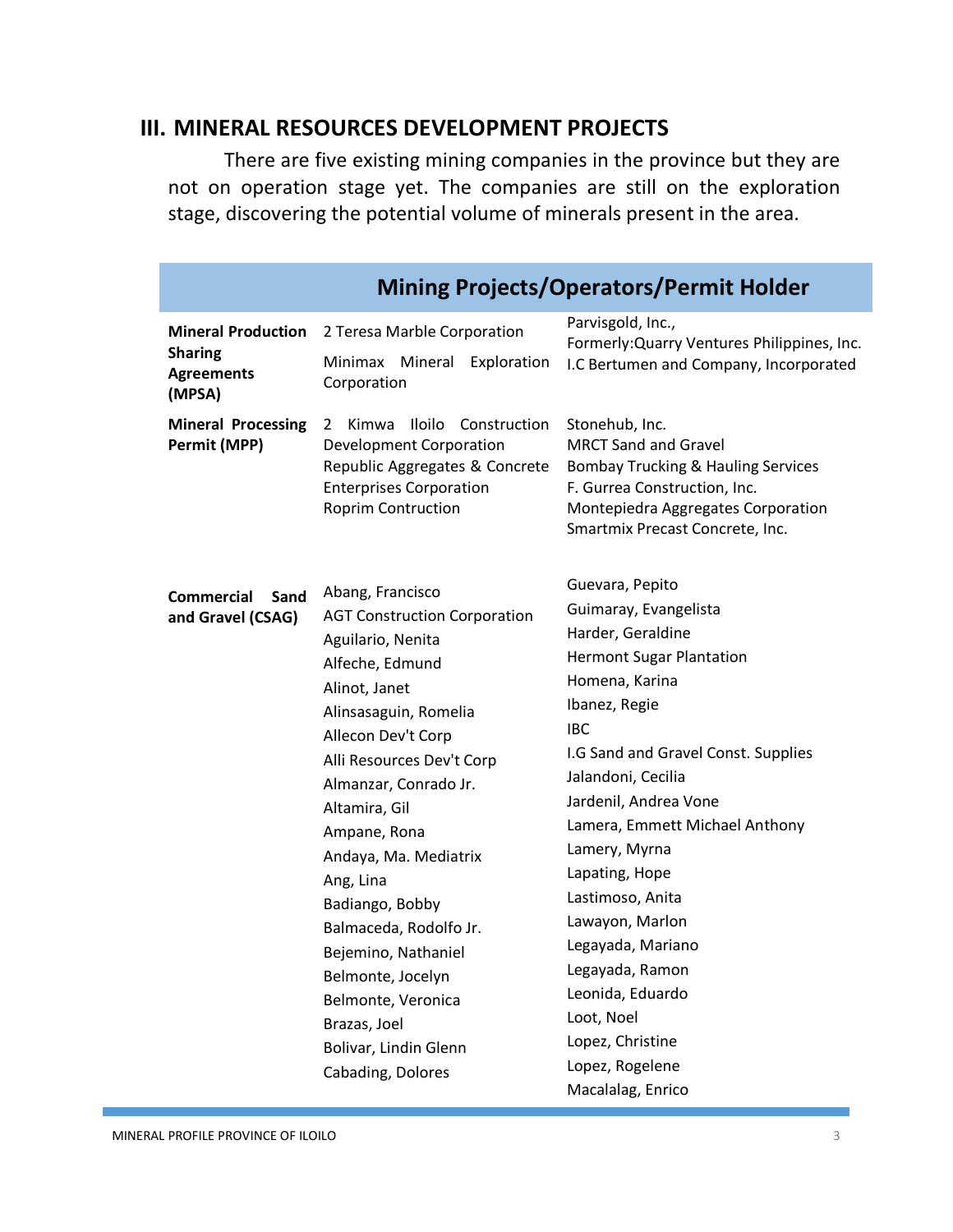## III. MINERAL RESOURCES DEVELOPMENT PROJECTS

There are five existing mining companies in the province but they are not on operation stage yet. The companies are still on the exploration stage, discovering the potential volume of minerals present in the area.

| Mining Projects/Operators/Permit Holder | | |
|---|---|---|
| **Mineral Production Sharing Agreements (MPSA)** | 2 Teresa Marble Corporation<br>Minimax Mineral Exploration Corporation | Parvisgold, Inc., Formerly:Quarry Ventures Philippines, Inc.<br>I.C Bertumen and Company, Incorporated |
| **Mineral Processing Permit (MPP)** | 2 Kimwa Iloilo Construction Development Corporation<br>Republic Aggregates & Concrete Enterprises Corporation<br>Roprim Contruction | Stonehub, Inc.<br>MRCT Sand and Gravel<br>Bombay Trucking & Hauling Services<br>F. Gurrea Construction, Inc.<br>Montepiedra Aggregates Corporation<br>Smartmix Precast Concrete, Inc. |
| **Commercial Sand and Gravel (CSAG)** | Abang, Francisco<br>AGT Construction Corporation<br>Aguilario, Nenita<br>Alfeche, Edmund<br>Alinot, Janet<br>Alinsasaguin, Romelia<br>Allecon Dev't Corp<br>Alli Resources Dev't Corp<br>Almanzar, Conrado Jr.<br>Altamira, Gil<br>Ampane, Rona<br>Andaya, Ma. Mediatrix<br>Ang, Lina<br>Badiango, Bobby<br>Balmaceda, Rodolfo Jr.<br>Bejemino, Nathaniel<br>Belmonte, Jocelyn<br>Belmonte, Veronica<br>Brazas, Joel<br>Bolivar, Lindin Glenn<br>Cabading, Dolores | Guevara, Pepito<br>Guimaray, Evangelista<br>Harder, Geraldine<br>Hermont Sugar Plantation<br>Homena, Karina<br>Ibanez, Regie<br>IBC<br>I.G Sand and Gravel Const. Supplies<br>Jalandoni, Cecilia<br>Jardenil, Andrea Vone<br>Lamera, Emmett Michael Anthony<br>Lamery, Myrna<br>Lapating, Hope<br>Lastimoso, Anita<br>Lawayon, Marlon<br>Legayada, Mariano<br>Legayada, Ramon<br>Leonida, Eduardo<br>Loot, Noel<br>Lopez, Christine<br>Lopez, Rogelene<br>Macalalag, Enrico |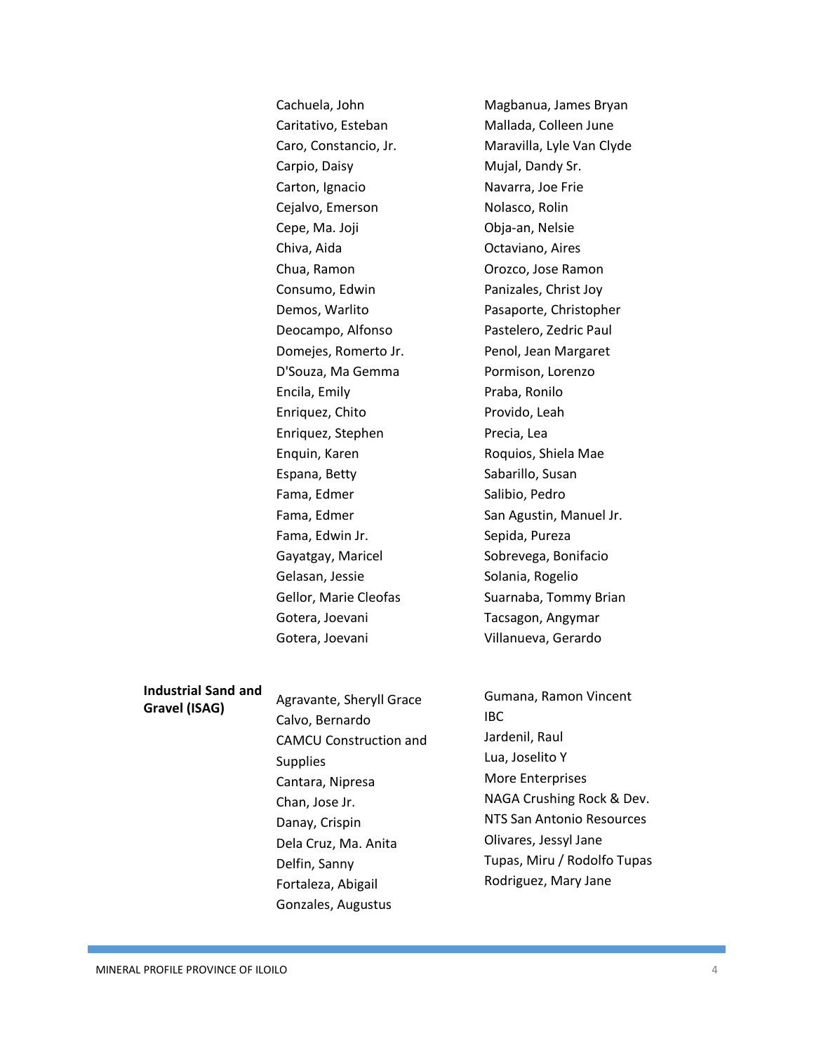Cachuela, John
Caritativo, Esteban
Caro, Constancio, Jr.
Carpio, Daisy
Carton, Ignacio
Cejalvo, Emerson
Cepe, Ma. Joji
Chiva, Aida
Chua, Ramon
Consumo, Edwin
Demos, Warlito
Deocampo, Alfonso
Domejes, Romerto Jr.
D'Souza, Ma Gemma
Encila, Emily
Enriquez, Chito
Enriquez, Stephen
Enquin, Karen
Espana, Betty
Fama, Edmer
Fama, Edmer
Fama, Edwin Jr.
Gayatgay, Maricel
Gelasan, Jessie
Gellor, Marie Cleofas
Gotera, Joevani
Gotera, Joevani
Magbanua, James Bryan
Mallada, Colleen June
Maravilla, Lyle Van Clyde
Mujal, Dandy Sr.
Navarra, Joe Frie
Nolasco, Rolin
Obja-an, Nelsie
Octaviano, Aires
Orozco, Jose Ramon
Panizales, Christ Joy
Pasaporte, Christopher
Pastelero, Zedric Paul
Penol, Jean Margaret
Pormison, Lorenzo
Praba, Ronilo
Provido, Leah
Precia, Lea
Roquios, Shiela Mae
Sabarillo, Susan
Salibio, Pedro
San Agustin, Manuel Jr.
Sepida, Pureza
Sobrevega, Bonifacio
Solania, Rogelio
Suarnaba, Tommy Brian
Tacsagon, Angymar
Villanueva, Gerardo

**Industrial Sand and Gravel (ISAG)**

Agravante, Sheryll Grace
Calvo, Bernardo
CAMCU Construction and Supplies
Cantara, Nipresa
Chan, Jose Jr.
Danay, Crispin
Dela Cruz, Ma. Anita
Delfin, Sanny
Fortaleza, Abigail
Gonzales, Augustus
Gumana, Ramon Vincent
IBC
Jardenil, Raul
Lua, Joselito Y
More Enterprises
NAGA Crushing Rock & Dev.
NTS San Antonio Resources
Olivares, Jessyl Jane
Tupas, Miru / Rodolfo Tupas
Rodriguez, Mary Jane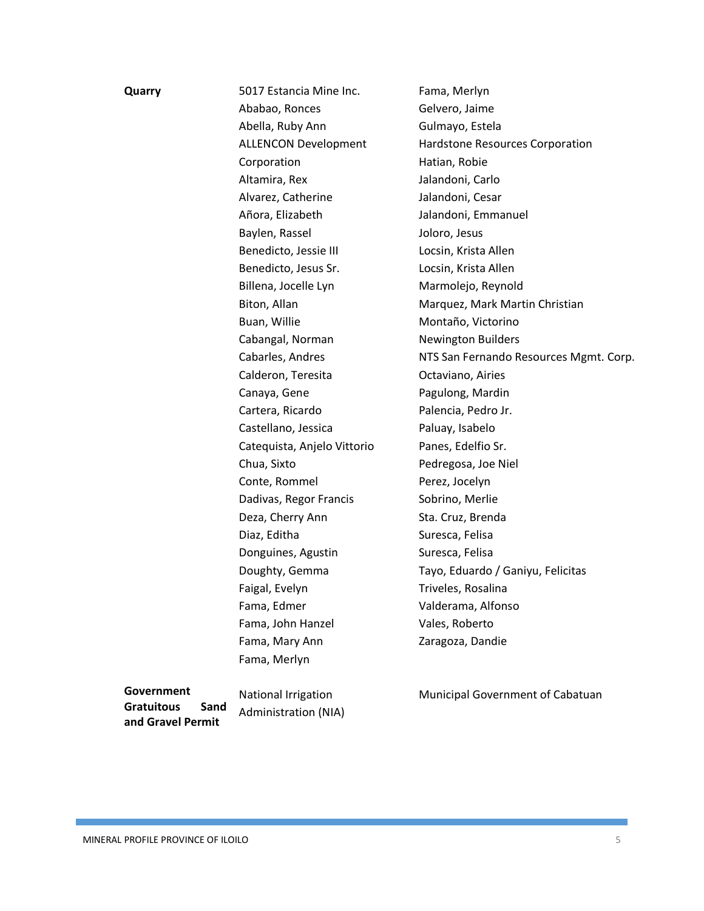| | | |
|---|---|---|
| **Quarry** | 5017 Estancia Mine Inc.<br>Ababao, Ronces<br>Abella, Ruby Ann<br>ALLENCON Development Corporation<br>Altamira, Rex<br>Alvarez, Catherine<br>Añora, Elizabeth<br>Baylen, Rassel<br>Benedicto, Jessie III<br>Benedicto, Jesus Sr.<br>Billena, Jocelle Lyn<br>Biton, Allan<br>Buan, Willie<br>Cabangal, Norman<br>Cabarles, Andres<br>Calderon, Teresita<br>Canaya, Gene<br>Cartera, Ricardo<br>Castellano, Jessica<br>Catequista, Anjelo Vittorio<br>Chua, Sixto<br>Conte, Rommel<br>Dadivas, Regor Francis<br>Deza, Cherry Ann<br>Diaz, Editha<br>Donguines, Agustin<br>Doughty, Gemma<br>Faigal, Evelyn<br>Fama, Edmer<br>Fama, John Hanzel<br>Fama, Mary Ann<br>Fama, Merlyn | Fama, Merlyn<br>Gelvero, Jaime<br>Gulmayo, Estela<br>Hardstone Resources Corporation<br>Hatian, Robie<br>Jalandoni, Carlo<br>Jalandoni, Cesar<br>Jalandoni, Emmanuel<br>Joloro, Jesus<br>Locsin, Krista Allen<br>Locsin, Krista Allen<br>Marmolejo, Reynold<br>Marquez, Mark Martin Christian<br>Montaño, Victorino<br>Newington Builders<br>NTS San Fernando Resources Mgmt. Corp.<br>Octaviano, Airies<br>Pagulong, Mardin<br>Palencia, Pedro Jr.<br>Paluay, Isabelo<br>Panes, Edelfio Sr.<br>Pedregosa, Joe Niel<br>Perez, Jocelyn<br>Sobrino, Merlie<br>Sta. Cruz, Brenda<br>Suresca, Felisa<br>Suresca, Felisa<br>Tayo, Eduardo / Ganiyu, Felicitas<br>Triveles, Rosalina<br>Valderama, Alfonso<br>Vales, Roberto<br>Zaragoza, Dandie |
| **Government Gratuitous Sand and Gravel Permit** | National Irrigation Administration (NIA) | Municipal Government of Cabatuan |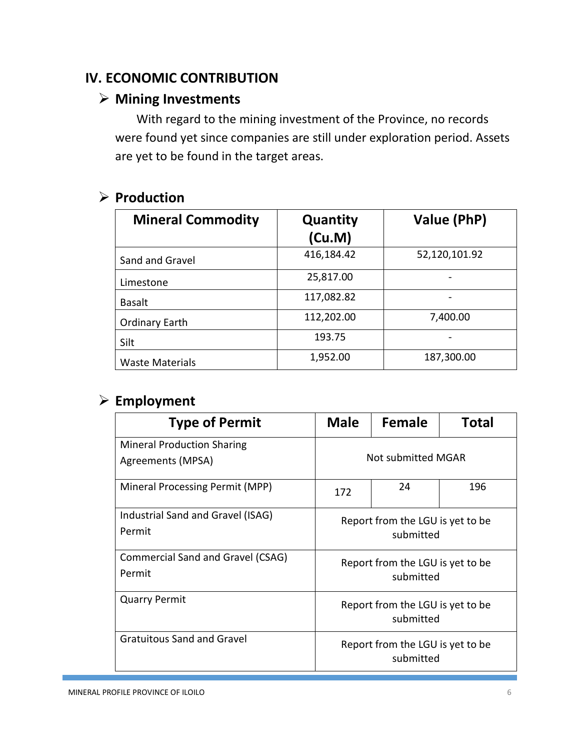# IV. ECONOMIC CONTRIBUTION

## ➢ Mining Investments

With regard to the mining investment of the Province, no records were found yet since companies are still under exploration period. Assets are yet to be found in the target areas.

## ➢ Production

| Mineral Commodity | Quantity (Cu.M) | Value (PhP) |
|---|---|---|
| Sand and Gravel | 416,184.42 | 52,120,101.92 |
| Limestone | 25,817.00 | - |
| Basalt | 117,082.82 | - |
| Ordinary Earth | 112,202.00 | 7,400.00 |
| Silt | 193.75 | - |
| Waste Materials | 1,952.00 | 187,300.00 |

## ➢ Employment

| Type of Permit | Male | Female | Total |
|---|---|---|---|
| Mineral Production Sharing Agreements (MPSA) | Not submitted MGAR | | |
| Mineral Processing Permit (MPP) | 172 | 24 | 196 |
| Industrial Sand and Gravel (ISAG) Permit | Report from the LGU is yet to be submitted | | |
| Commercial Sand and Gravel (CSAG) Permit | Report from the LGU is yet to be submitted | | |
| Quarry Permit | Report from the LGU is yet to be submitted | | |
| Gratuitous Sand and Gravel | Report from the LGU is yet to be submitted | | |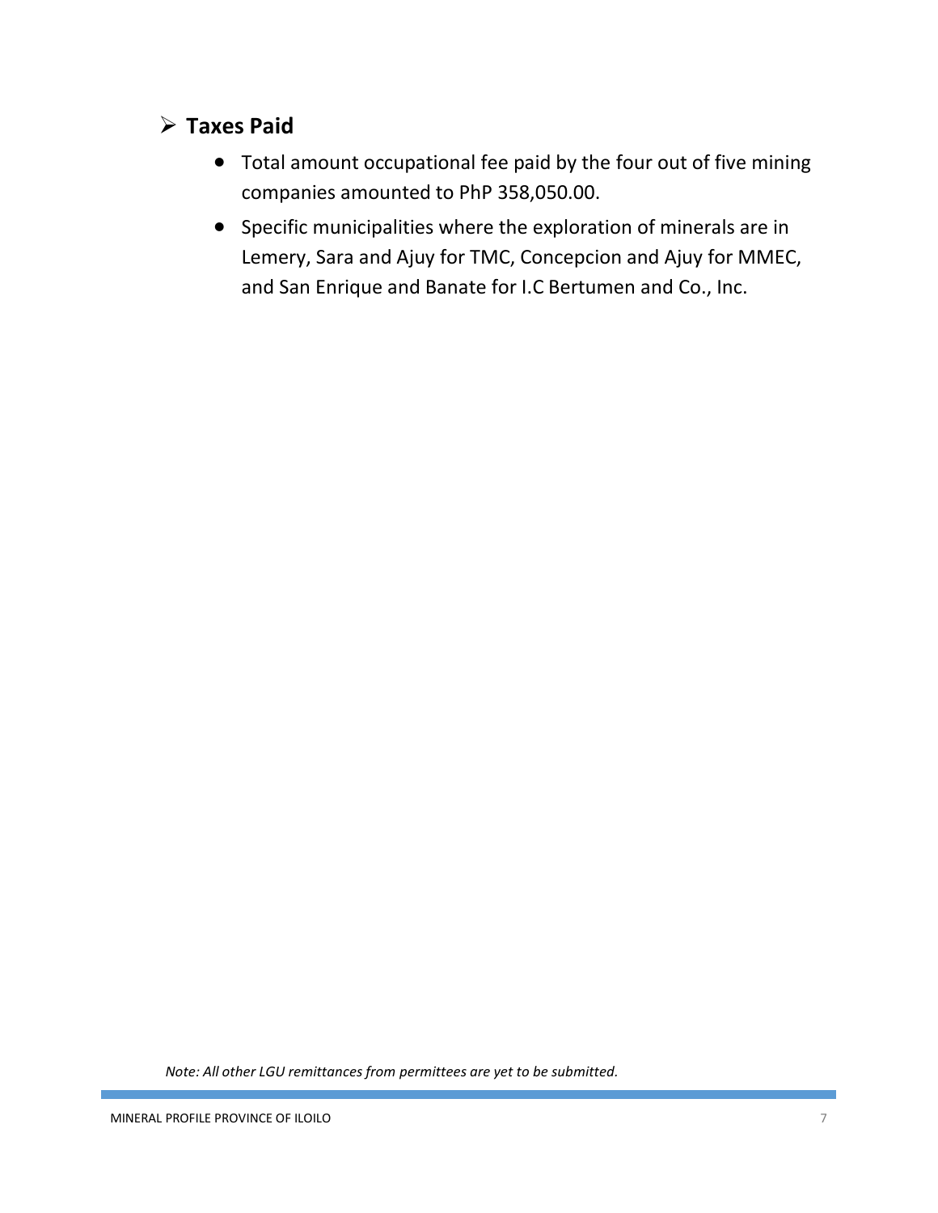## Taxes Paid

- Total amount occupational fee paid by the four out of five mining companies amounted to PhP 358,050.00.
- Specific municipalities where the exploration of minerals are in Lemery, Sara and Ajuy for TMC, Concepcion and Ajuy for MMEC, and San Enrique and Banate for I.C Bertumen and Co., Inc.

*Note: All other LGU remittances from permittees are yet to be submitted.*